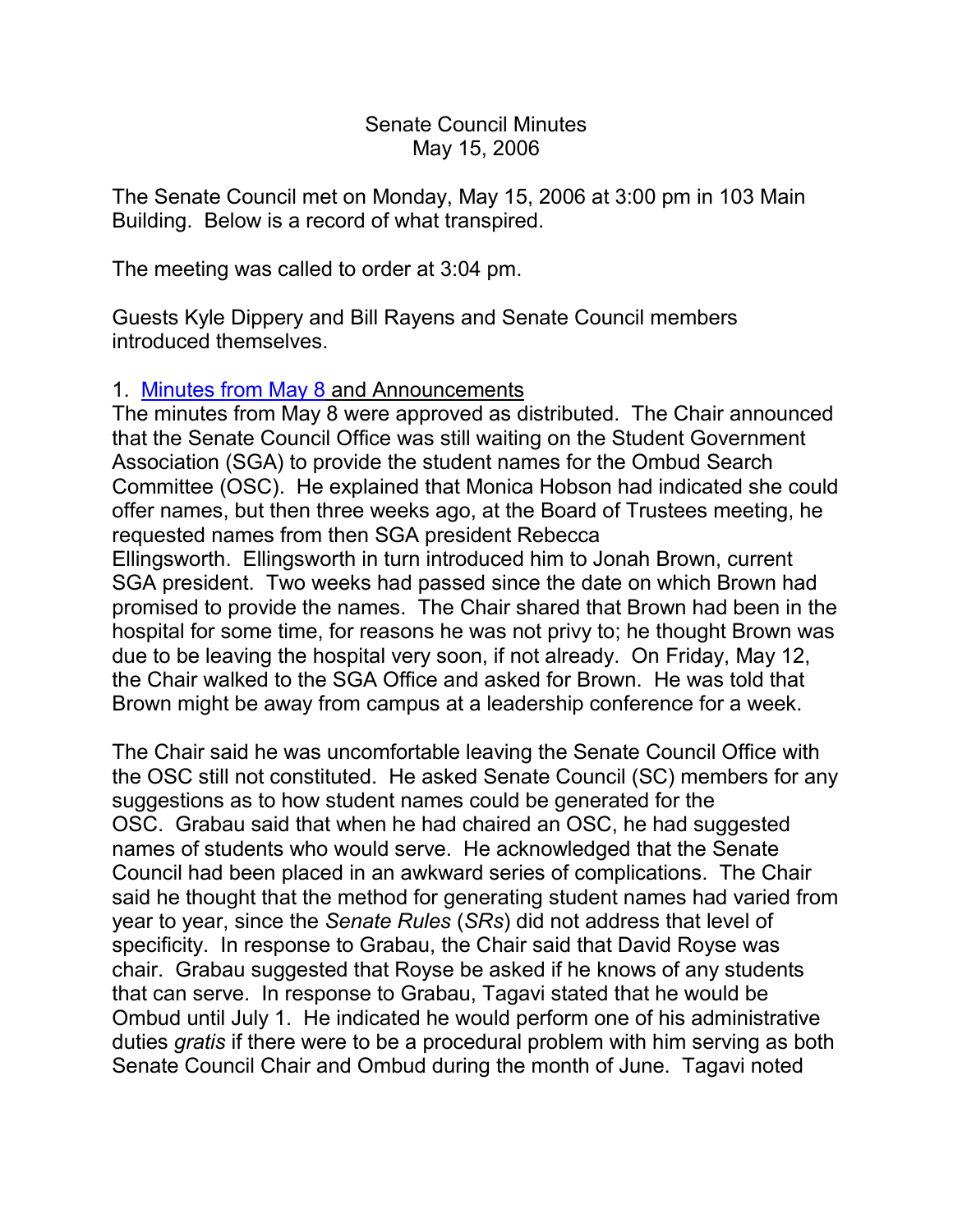Senate Council Minutes
May 15, 2006

The Senate Council met on Monday, May 15, 2006 at 3:00 pm in 103 Main Building. Below is a record of what transpired.

The meeting was called to order at 3:04 pm.

Guests Kyle Dippery and Bill Rayens and Senate Council members introduced themselves.

1. Minutes from May 8 and Announcements

The minutes from May 8 were approved as distributed. The Chair announced that the Senate Council Office was still waiting on the Student Government Association (SGA) to provide the student names for the Ombud Search Committee (OSC). He explained that Monica Hobson had indicated she could offer names, but then three weeks ago, at the Board of Trustees meeting, he requested names from then SGA president Rebecca Ellingsworth. Ellingsworth in turn introduced him to Jonah Brown, current SGA president. Two weeks had passed since the date on which Brown had promised to provide the names. The Chair shared that Brown had been in the hospital for some time, for reasons he was not privy to; he thought Brown was due to be leaving the hospital very soon, if not already. On Friday, May 12, the Chair walked to the SGA Office and asked for Brown. He was told that Brown might be away from campus at a leadership conference for a week.

The Chair said he was uncomfortable leaving the Senate Council Office with the OSC still not constituted. He asked Senate Council (SC) members for any suggestions as to how student names could be generated for the OSC. Grabau said that when he had chaired an OSC, he had suggested names of students who would serve. He acknowledged that the Senate Council had been placed in an awkward series of complications. The Chair said he thought that the method for generating student names had varied from year to year, since the *Senate Rules* (*SRs*) did not address that level of specificity. In response to Grabau, the Chair said that David Royse was chair. Grabau suggested that Royse be asked if he knows of any students that can serve. In response to Grabau, Tagavi stated that he would be Ombud until July 1. He indicated he would perform one of his administrative duties *gratis* if there were to be a procedural problem with him serving as both Senate Council Chair and Ombud during the month of June. Tagavi noted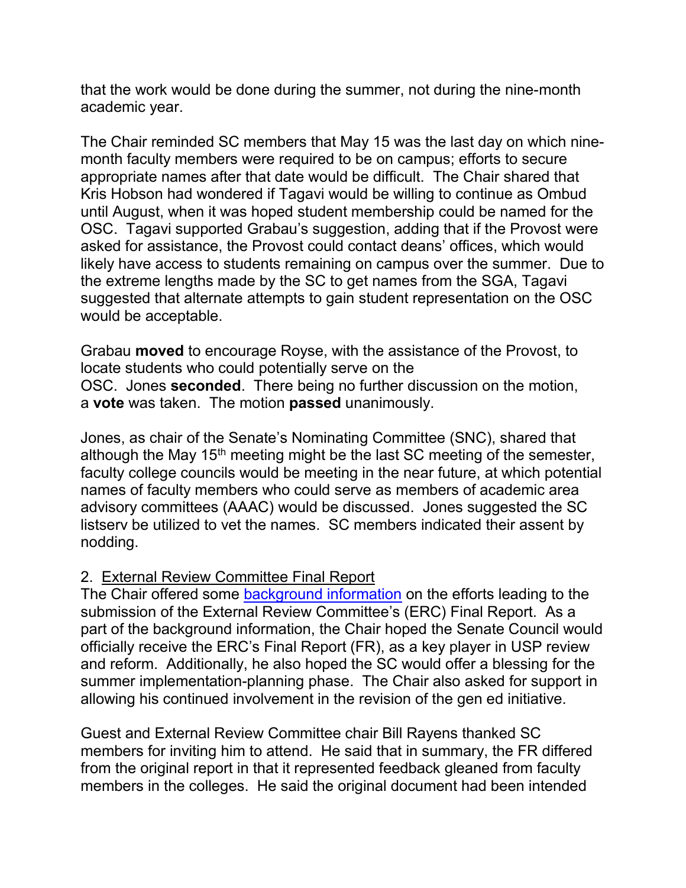that the work would be done during the summer, not during the nine-month academic year.

The Chair reminded SC members that May 15 was the last day on which nine-month faculty members were required to be on campus; efforts to secure appropriate names after that date would be difficult. The Chair shared that Kris Hobson had wondered if Tagavi would be willing to continue as Ombud until August, when it was hoped student membership could be named for the OSC. Tagavi supported Grabau's suggestion, adding that if the Provost were asked for assistance, the Provost could contact deans' offices, which would likely have access to students remaining on campus over the summer. Due to the extreme lengths made by the SC to get names from the SGA, Tagavi suggested that alternate attempts to gain student representation on the OSC would be acceptable.

Grabau **moved** to encourage Royse, with the assistance of the Provost, to locate students who could potentially serve on the OSC. Jones **seconded**. There being no further discussion on the motion, a **vote** was taken. The motion **passed** unanimously.

Jones, as chair of the Senate's Nominating Committee (SNC), shared that although the May 15th meeting might be the last SC meeting of the semester, faculty college councils would be meeting in the near future, at which potential names of faculty members who could serve as members of academic area advisory committees (AAAC) would be discussed. Jones suggested the SC listserv be utilized to vet the names. SC members indicated their assent by nodding.

2. External Review Committee Final Report

The Chair offered some background information on the efforts leading to the submission of the External Review Committee's (ERC) Final Report. As a part of the background information, the Chair hoped the Senate Council would officially receive the ERC's Final Report (FR), as a key player in USP review and reform. Additionally, he also hoped the SC would offer a blessing for the summer implementation-planning phase. The Chair also asked for support in allowing his continued involvement in the revision of the gen ed initiative.

Guest and External Review Committee chair Bill Rayens thanked SC members for inviting him to attend. He said that in summary, the FR differed from the original report in that it represented feedback gleaned from faculty members in the colleges. He said the original document had been intended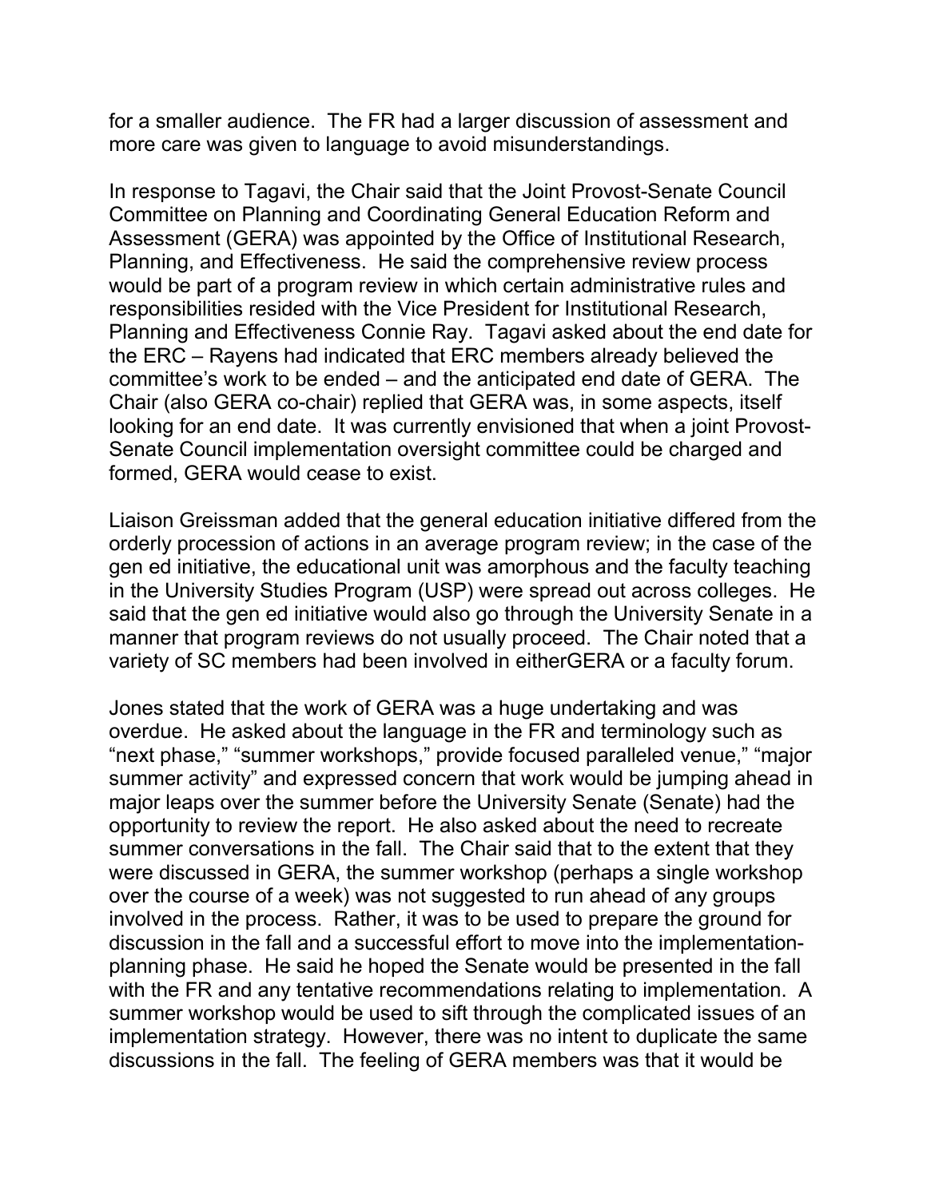for a smaller audience. The FR had a larger discussion of assessment and more care was given to language to avoid misunderstandings.

In response to Tagavi, the Chair said that the Joint Provost-Senate Council Committee on Planning and Coordinating General Education Reform and Assessment (GERA) was appointed by the Office of Institutional Research, Planning, and Effectiveness. He said the comprehensive review process would be part of a program review in which certain administrative rules and responsibilities resided with the Vice President for Institutional Research, Planning and Effectiveness Connie Ray. Tagavi asked about the end date for the ERC – Rayens had indicated that ERC members already believed the committee's work to be ended – and the anticipated end date of GERA. The Chair (also GERA co-chair) replied that GERA was, in some aspects, itself looking for an end date. It was currently envisioned that when a joint Provost-Senate Council implementation oversight committee could be charged and formed, GERA would cease to exist.

Liaison Greissman added that the general education initiative differed from the orderly procession of actions in an average program review; in the case of the gen ed initiative, the educational unit was amorphous and the faculty teaching in the University Studies Program (USP) were spread out across colleges. He said that the gen ed initiative would also go through the University Senate in a manner that program reviews do not usually proceed. The Chair noted that a variety of SC members had been involved in eitherGERA or a faculty forum.

Jones stated that the work of GERA was a huge undertaking and was overdue. He asked about the language in the FR and terminology such as "next phase," "summer workshops," provide focused paralleled venue," "major summer activity" and expressed concern that work would be jumping ahead in major leaps over the summer before the University Senate (Senate) had the opportunity to review the report. He also asked about the need to recreate summer conversations in the fall. The Chair said that to the extent that they were discussed in GERA, the summer workshop (perhaps a single workshop over the course of a week) was not suggested to run ahead of any groups involved in the process. Rather, it was to be used to prepare the ground for discussion in the fall and a successful effort to move into the implementation-planning phase. He said he hoped the Senate would be presented in the fall with the FR and any tentative recommendations relating to implementation. A summer workshop would be used to sift through the complicated issues of an implementation strategy. However, there was no intent to duplicate the same discussions in the fall. The feeling of GERA members was that it would be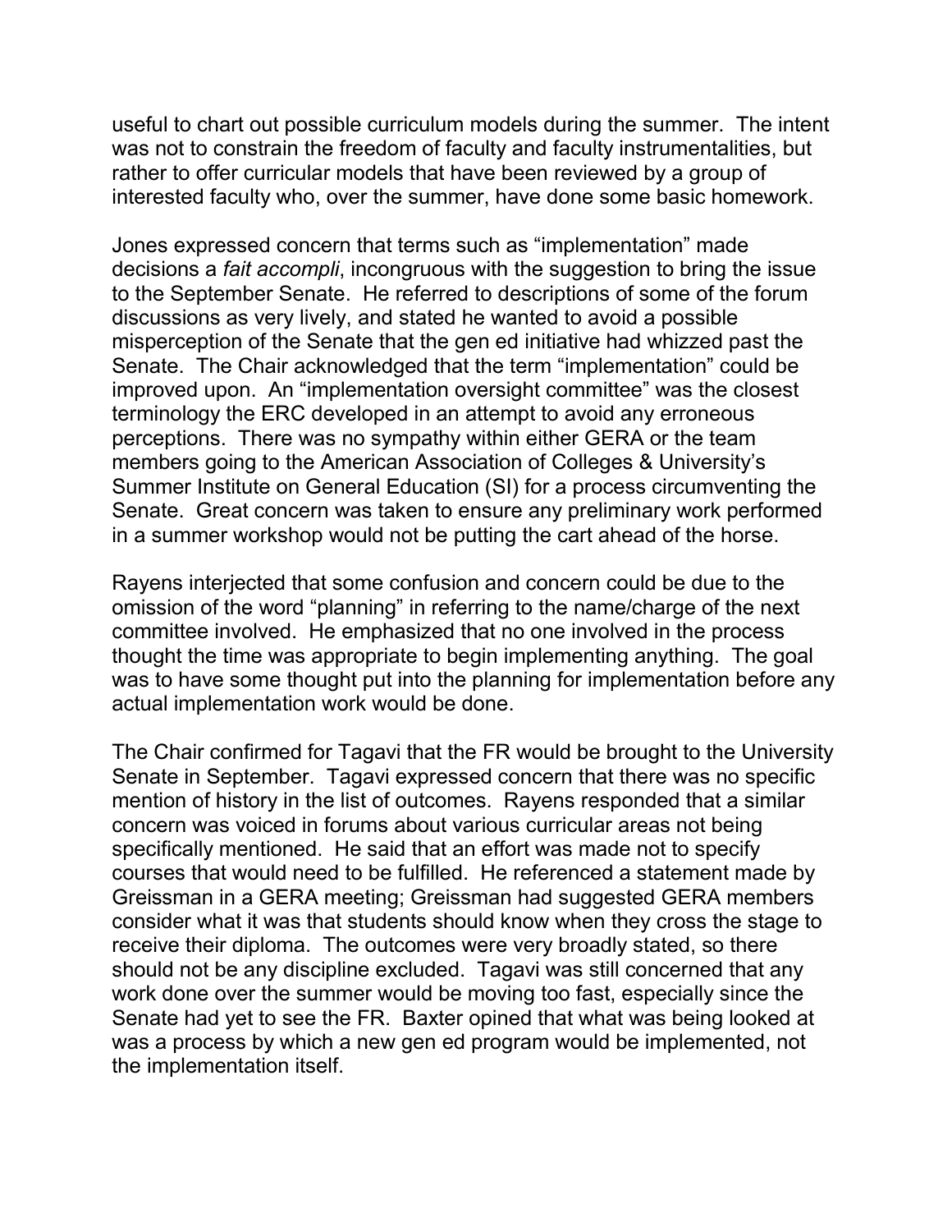useful to chart out possible curriculum models during the summer. The intent was not to constrain the freedom of faculty and faculty instrumentalities, but rather to offer curricular models that have been reviewed by a group of interested faculty who, over the summer, have done some basic homework.

Jones expressed concern that terms such as "implementation" made decisions a *fait accompli*, incongruous with the suggestion to bring the issue to the September Senate. He referred to descriptions of some of the forum discussions as very lively, and stated he wanted to avoid a possible misperception of the Senate that the gen ed initiative had whizzed past the Senate. The Chair acknowledged that the term "implementation" could be improved upon. An "implementation oversight committee" was the closest terminology the ERC developed in an attempt to avoid any erroneous perceptions. There was no sympathy within either GERA or the team members going to the American Association of Colleges & University's Summer Institute on General Education (SI) for a process circumventing the Senate. Great concern was taken to ensure any preliminary work performed in a summer workshop would not be putting the cart ahead of the horse.

Rayens interjected that some confusion and concern could be due to the omission of the word "planning" in referring to the name/charge of the next committee involved. He emphasized that no one involved in the process thought the time was appropriate to begin implementing anything. The goal was to have some thought put into the planning for implementation before any actual implementation work would be done.

The Chair confirmed for Tagavi that the FR would be brought to the University Senate in September. Tagavi expressed concern that there was no specific mention of history in the list of outcomes. Rayens responded that a similar concern was voiced in forums about various curricular areas not being specifically mentioned. He said that an effort was made not to specify courses that would need to be fulfilled. He referenced a statement made by Greissman in a GERA meeting; Greissman had suggested GERA members consider what it was that students should know when they cross the stage to receive their diploma. The outcomes were very broadly stated, so there should not be any discipline excluded. Tagavi was still concerned that any work done over the summer would be moving too fast, especially since the Senate had yet to see the FR. Baxter opined that what was being looked at was a process by which a new gen ed program would be implemented, not the implementation itself.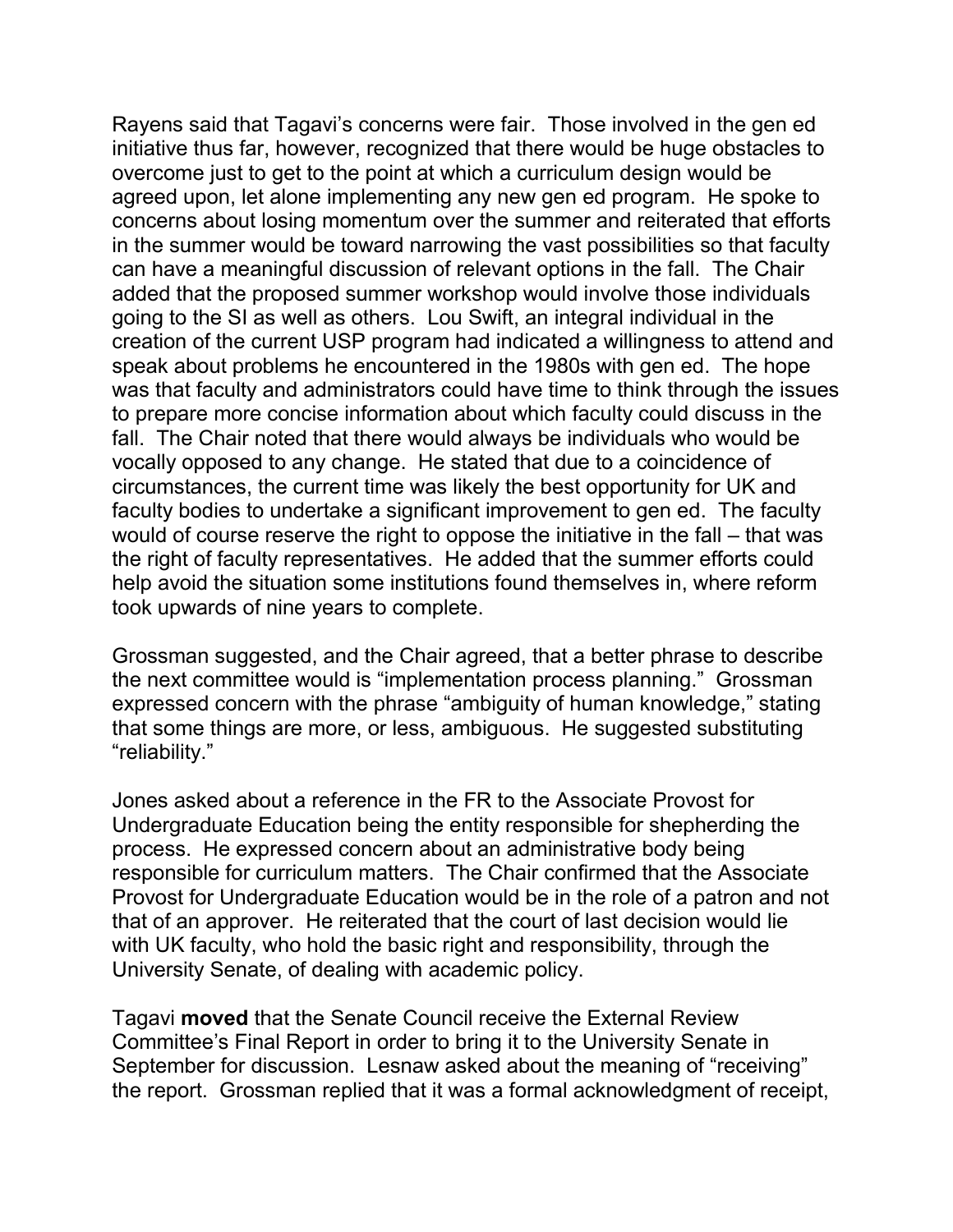Rayens said that Tagavi's concerns were fair. Those involved in the gen ed initiative thus far, however, recognized that there would be huge obstacles to overcome just to get to the point at which a curriculum design would be agreed upon, let alone implementing any new gen ed program. He spoke to concerns about losing momentum over the summer and reiterated that efforts in the summer would be toward narrowing the vast possibilities so that faculty can have a meaningful discussion of relevant options in the fall. The Chair added that the proposed summer workshop would involve those individuals going to the SI as well as others. Lou Swift, an integral individual in the creation of the current USP program had indicated a willingness to attend and speak about problems he encountered in the 1980s with gen ed. The hope was that faculty and administrators could have time to think through the issues to prepare more concise information about which faculty could discuss in the fall. The Chair noted that there would always be individuals who would be vocally opposed to any change. He stated that due to a coincidence of circumstances, the current time was likely the best opportunity for UK and faculty bodies to undertake a significant improvement to gen ed. The faculty would of course reserve the right to oppose the initiative in the fall – that was the right of faculty representatives. He added that the summer efforts could help avoid the situation some institutions found themselves in, where reform took upwards of nine years to complete.

Grossman suggested, and the Chair agreed, that a better phrase to describe the next committee would is "implementation process planning." Grossman expressed concern with the phrase "ambiguity of human knowledge," stating that some things are more, or less, ambiguous. He suggested substituting "reliability."

Jones asked about a reference in the FR to the Associate Provost for Undergraduate Education being the entity responsible for shepherding the process. He expressed concern about an administrative body being responsible for curriculum matters. The Chair confirmed that the Associate Provost for Undergraduate Education would be in the role of a patron and not that of an approver. He reiterated that the court of last decision would lie with UK faculty, who hold the basic right and responsibility, through the University Senate, of dealing with academic policy.

Tagavi **moved** that the Senate Council receive the External Review Committee's Final Report in order to bring it to the University Senate in September for discussion. Lesnaw asked about the meaning of "receiving" the report. Grossman replied that it was a formal acknowledgment of receipt,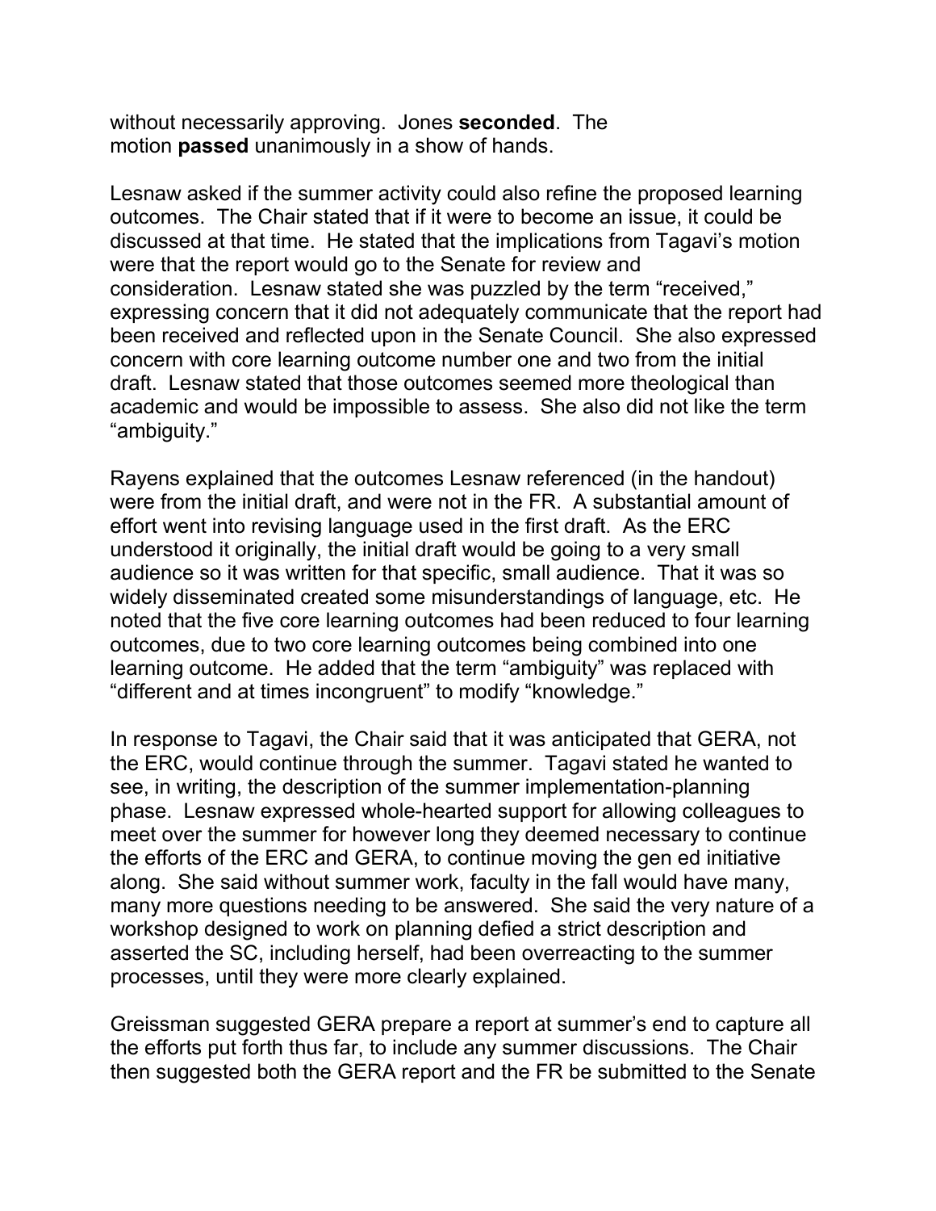without necessarily approving. Jones **seconded**. The motion **passed** unanimously in a show of hands.

Lesnaw asked if the summer activity could also refine the proposed learning outcomes. The Chair stated that if it were to become an issue, it could be discussed at that time. He stated that the implications from Tagavi's motion were that the report would go to the Senate for review and consideration. Lesnaw stated she was puzzled by the term "received," expressing concern that it did not adequately communicate that the report had been received and reflected upon in the Senate Council. She also expressed concern with core learning outcome number one and two from the initial draft. Lesnaw stated that those outcomes seemed more theological than academic and would be impossible to assess. She also did not like the term "ambiguity."

Rayens explained that the outcomes Lesnaw referenced (in the handout) were from the initial draft, and were not in the FR. A substantial amount of effort went into revising language used in the first draft. As the ERC understood it originally, the initial draft would be going to a very small audience so it was written for that specific, small audience. That it was so widely disseminated created some misunderstandings of language, etc. He noted that the five core learning outcomes had been reduced to four learning outcomes, due to two core learning outcomes being combined into one learning outcome. He added that the term "ambiguity" was replaced with "different and at times incongruent" to modify "knowledge."

In response to Tagavi, the Chair said that it was anticipated that GERA, not the ERC, would continue through the summer. Tagavi stated he wanted to see, in writing, the description of the summer implementation-planning phase. Lesnaw expressed whole-hearted support for allowing colleagues to meet over the summer for however long they deemed necessary to continue the efforts of the ERC and GERA, to continue moving the gen ed initiative along. She said without summer work, faculty in the fall would have many, many more questions needing to be answered. She said the very nature of a workshop designed to work on planning defied a strict description and asserted the SC, including herself, had been overreacting to the summer processes, until they were more clearly explained.

Greissman suggested GERA prepare a report at summer's end to capture all the efforts put forth thus far, to include any summer discussions. The Chair then suggested both the GERA report and the FR be submitted to the Senate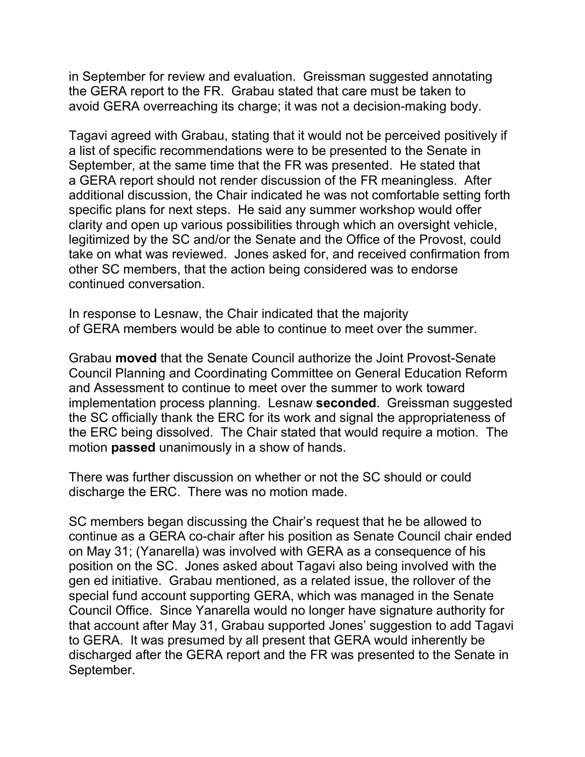in September for review and evaluation. Greissman suggested annotating the GERA report to the FR. Grabau stated that care must be taken to avoid GERA overreaching its charge; it was not a decision-making body.

Tagavi agreed with Grabau, stating that it would not be perceived positively if a list of specific recommendations were to be presented to the Senate in September, at the same time that the FR was presented. He stated that a GERA report should not render discussion of the FR meaningless. After additional discussion, the Chair indicated he was not comfortable setting forth specific plans for next steps. He said any summer workshop would offer clarity and open up various possibilities through which an oversight vehicle, legitimized by the SC and/or the Senate and the Office of the Provost, could take on what was reviewed. Jones asked for, and received confirmation from other SC members, that the action being considered was to endorse continued conversation.

In response to Lesnaw, the Chair indicated that the majority of GERA members would be able to continue to meet over the summer.

Grabau **moved** that the Senate Council authorize the Joint Provost-Senate Council Planning and Coordinating Committee on General Education Reform and Assessment to continue to meet over the summer to work toward implementation process planning. Lesnaw **seconded**. Greissman suggested the SC officially thank the ERC for its work and signal the appropriateness of the ERC being dissolved. The Chair stated that would require a motion. The motion **passed** unanimously in a show of hands.

There was further discussion on whether or not the SC should or could discharge the ERC. There was no motion made.

SC members began discussing the Chair's request that he be allowed to continue as a GERA co-chair after his position as Senate Council chair ended on May 31; (Yanarella) was involved with GERA as a consequence of his position on the SC. Jones asked about Tagavi also being involved with the gen ed initiative. Grabau mentioned, as a related issue, the rollover of the special fund account supporting GERA, which was managed in the Senate Council Office. Since Yanarella would no longer have signature authority for that account after May 31, Grabau supported Jones' suggestion to add Tagavi to GERA. It was presumed by all present that GERA would inherently be discharged after the GERA report and the FR was presented to the Senate in September.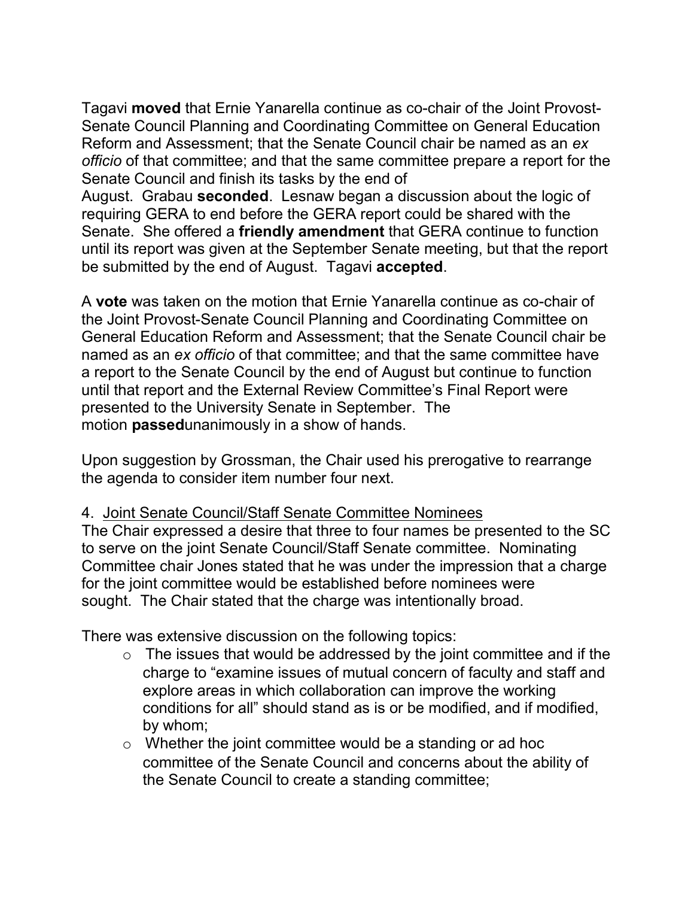Tagavi **moved** that Ernie Yanarella continue as co-chair of the Joint Provost-Senate Council Planning and Coordinating Committee on General Education Reform and Assessment; that the Senate Council chair be named as an *ex officio* of that committee; and that the same committee prepare a report for the Senate Council and finish its tasks by the end of August. Grabau **seconded**. Lesnaw began a discussion about the logic of requiring GERA to end before the GERA report could be shared with the Senate. She offered a **friendly amendment** that GERA continue to function until its report was given at the September Senate meeting, but that the report be submitted by the end of August. Tagavi **accepted**.

A **vote** was taken on the motion that Ernie Yanarella continue as co-chair of the Joint Provost-Senate Council Planning and Coordinating Committee on General Education Reform and Assessment; that the Senate Council chair be named as an *ex officio* of that committee; and that the same committee have a report to the Senate Council by the end of August but continue to function until that report and the External Review Committee's Final Report were presented to the University Senate in September. The motion **passed**unanimously in a show of hands.

Upon suggestion by Grossman, the Chair used his prerogative to rearrange the agenda to consider item number four next.

4. Joint Senate Council/Staff Senate Committee Nominees

The Chair expressed a desire that three to four names be presented to the SC to serve on the joint Senate Council/Staff Senate committee. Nominating Committee chair Jones stated that he was under the impression that a charge for the joint committee would be established before nominees were sought. The Chair stated that the charge was intentionally broad.

There was extensive discussion on the following topics:

- The issues that would be addressed by the joint committee and if the charge to "examine issues of mutual concern of faculty and staff and explore areas in which collaboration can improve the working conditions for all" should stand as is or be modified, and if modified, by whom;
- Whether the joint committee would be a standing or ad hoc committee of the Senate Council and concerns about the ability of the Senate Council to create a standing committee;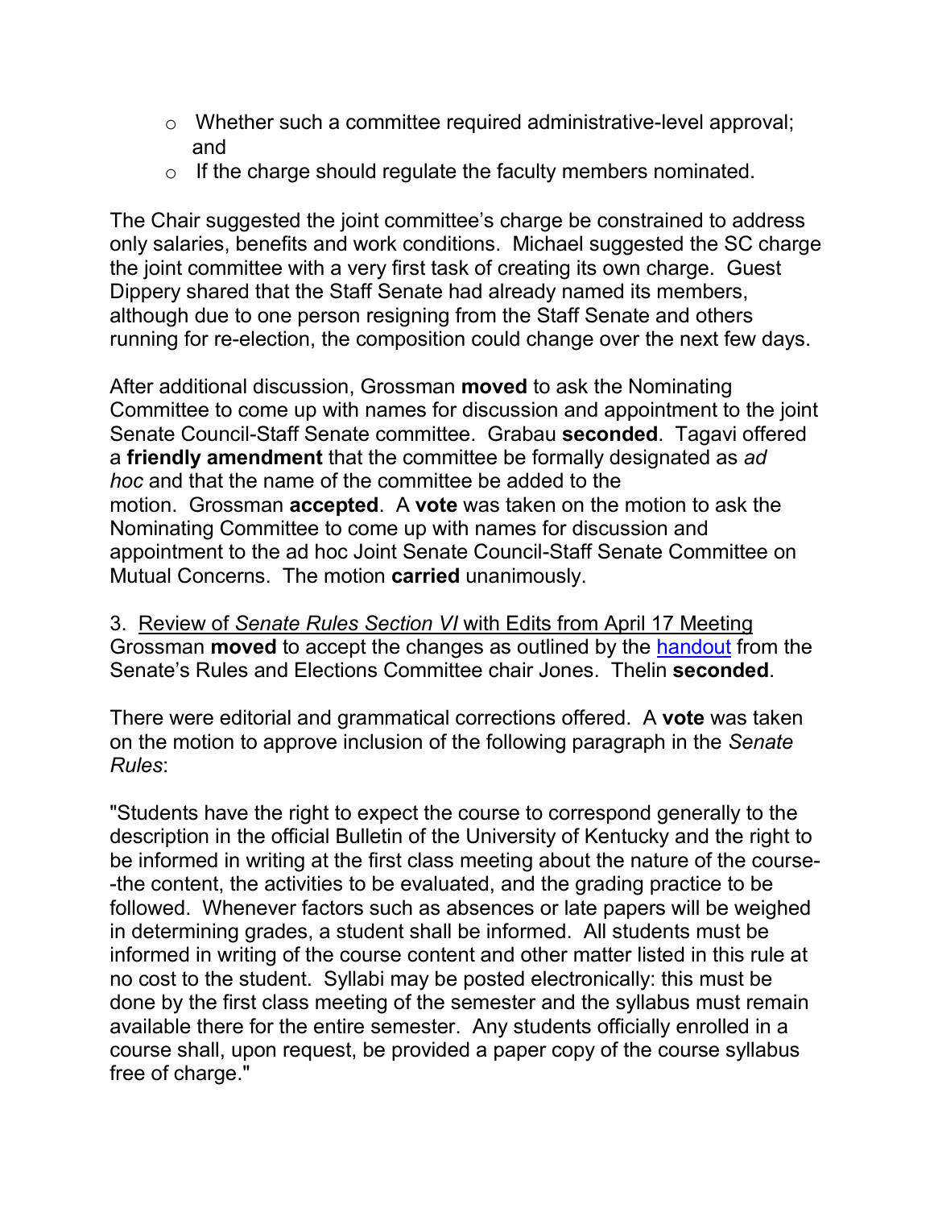- Whether such a committee required administrative-level approval; and
- If the charge should regulate the faculty members nominated.

The Chair suggested the joint committee's charge be constrained to address only salaries, benefits and work conditions. Michael suggested the SC charge the joint committee with a very first task of creating its own charge. Guest Dippery shared that the Staff Senate had already named its members, although due to one person resigning from the Staff Senate and others running for re-election, the composition could change over the next few days.

After additional discussion, Grossman **moved** to ask the Nominating Committee to come up with names for discussion and appointment to the joint Senate Council-Staff Senate committee. Grabau **seconded**. Tagavi offered a **friendly amendment** that the committee be formally designated as *ad hoc* and that the name of the committee be added to the motion. Grossman **accepted**. A **vote** was taken on the motion to ask the Nominating Committee to come up with names for discussion and appointment to the ad hoc Joint Senate Council-Staff Senate Committee on Mutual Concerns. The motion **carried** unanimously.

3. Review of *Senate Rules Section VI* with Edits from April 17 Meeting
Grossman **moved** to accept the changes as outlined by the handout from the Senate's Rules and Elections Committee chair Jones. Thelin **seconded**.

There were editorial and grammatical corrections offered. A **vote** was taken on the motion to approve inclusion of the following paragraph in the *Senate Rules*:

"Students have the right to expect the course to correspond generally to the description in the official Bulletin of the University of Kentucky and the right to be informed in writing at the first class meeting about the nature of the course--the content, the activities to be evaluated, and the grading practice to be followed. Whenever factors such as absences or late papers will be weighed in determining grades, a student shall be informed. All students must be informed in writing of the course content and other matter listed in this rule at no cost to the student. Syllabi may be posted electronically: this must be done by the first class meeting of the semester and the syllabus must remain available there for the entire semester. Any students officially enrolled in a course shall, upon request, be provided a paper copy of the course syllabus free of charge."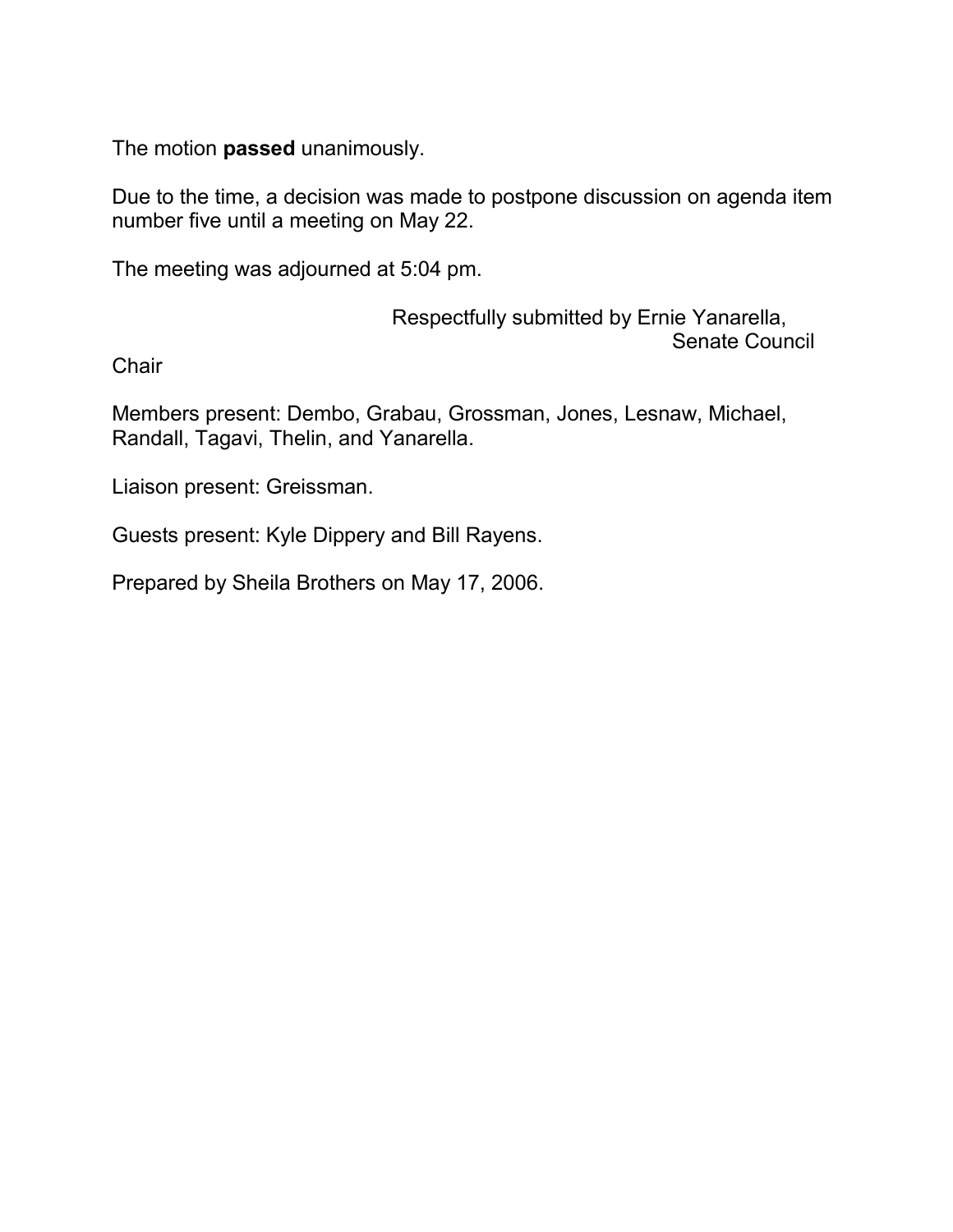The motion **passed** unanimously.

Due to the time, a decision was made to postpone discussion on agenda item number five until a meeting on May 22.

The meeting was adjourned at 5:04 pm.

Respectfully submitted by Ernie Yanarella,
Senate Council

Chair

Members present: Dembo, Grabau, Grossman, Jones, Lesnaw, Michael, Randall, Tagavi, Thelin, and Yanarella.

Liaison present: Greissman.

Guests present: Kyle Dippery and Bill Rayens.

Prepared by Sheila Brothers on May 17, 2006.